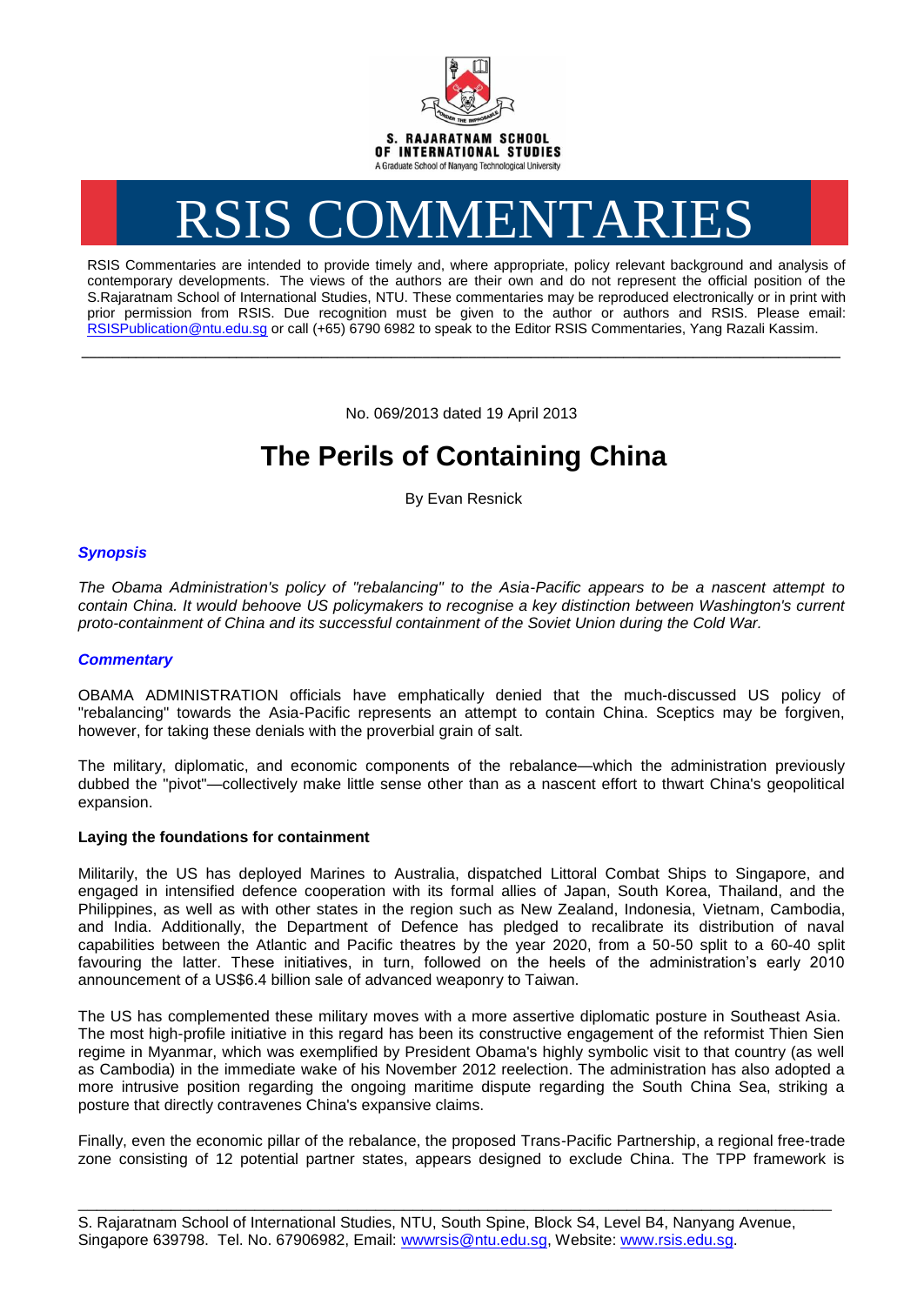S. RAJARATNAM SCHOOL OF INTERNATIONAL STUDIES
A Graduate School of Nanyang Technological University

# RSIS COMMENTARIES

RSIS Commentaries are intended to provide timely and, where appropriate, policy relevant background and analysis of contemporary developments. The views of the authors are their own and do not represent the official position of the S.Rajaratnam School of International Studies, NTU. These commentaries may be reproduced electronically or in print with prior permission from RSIS. Due recognition must be given to the author or authors and RSIS. Please email: RSISPublication@ntu.edu.sg or call (+65) 6790 6982 to speak to the Editor RSIS Commentaries, Yang Razali Kassim.

---

No. 069/2013 dated 19 April 2013

# The Perils of Containing China

By Evan Resnick

### *Synopsis*

*The Obama Administration's policy of "rebalancing" to the Asia-Pacific appears to be a nascent attempt to contain China. It would behoove US policymakers to recognise a key distinction between Washington's current proto-containment of China and its successful containment of the Soviet Union during the Cold War.*

### *Commentary*

OBAMA ADMINISTRATION officials have emphatically denied that the much-discussed US policy of "rebalancing" towards the Asia-Pacific represents an attempt to contain China. Sceptics may be forgiven, however, for taking these denials with the proverbial grain of salt.

The military, diplomatic, and economic components of the rebalance—which the administration previously dubbed the "pivot"—collectively make little sense other than as a nascent effort to thwart China's geopolitical expansion.

**Laying the foundations for containment**

Militarily, the US has deployed Marines to Australia, dispatched Littoral Combat Ships to Singapore, and engaged in intensified defence cooperation with its formal allies of Japan, South Korea, Thailand, and the Philippines, as well as with other states in the region such as New Zealand, Indonesia, Vietnam, Cambodia, and India. Additionally, the Department of Defence has pledged to recalibrate its distribution of naval capabilities between the Atlantic and Pacific theatres by the year 2020, from a 50-50 split to a 60-40 split favouring the latter. These initiatives, in turn, followed on the heels of the administration's early 2010 announcement of a US$6.4 billion sale of advanced weaponry to Taiwan.

The US has complemented these military moves with a more assertive diplomatic posture in Southeast Asia. The most high-profile initiative in this regard has been its constructive engagement of the reformist Thien Sien regime in Myanmar, which was exemplified by President Obama's highly symbolic visit to that country (as well as Cambodia) in the immediate wake of his November 2012 reelection. The administration has also adopted a more intrusive position regarding the ongoing maritime dispute regarding the South China Sea, striking a posture that directly contravenes China's expansive claims.

Finally, even the economic pillar of the rebalance, the proposed Trans-Pacific Partnership, a regional free-trade zone consisting of 12 potential partner states, appears designed to exclude China. The TPP framework is

---

S. Rajaratnam School of International Studies, NTU, South Spine, Block S4, Level B4, Nanyang Avenue, Singapore 639798. Tel. No. 67906982, Email: wwwrsis@ntu.edu.sg, Website: www.rsis.edu.sg.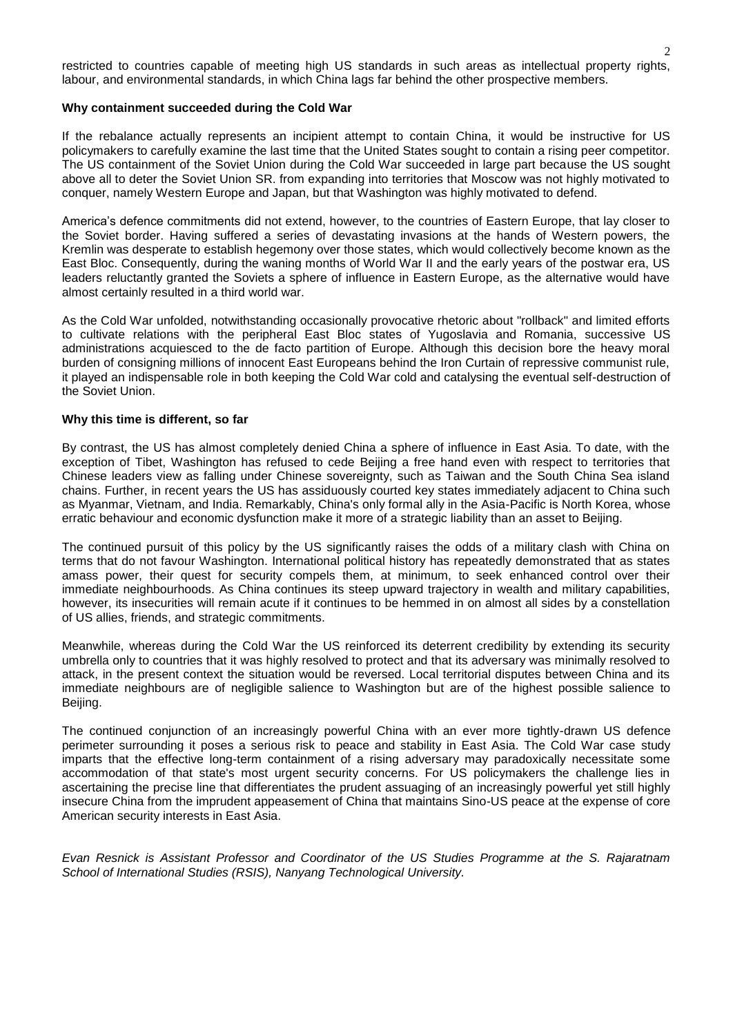restricted to countries capable of meeting high US standards in such areas as intellectual property rights, labour, and environmental standards, in which China lags far behind the other prospective members.

**Why containment succeeded during the Cold War**

If the rebalance actually represents an incipient attempt to contain China, it would be instructive for US policymakers to carefully examine the last time that the United States sought to contain a rising peer competitor. The US containment of the Soviet Union during the Cold War succeeded in large part because the US sought above all to deter the Soviet Union SR. from expanding into territories that Moscow was not highly motivated to conquer, namely Western Europe and Japan, but that Washington was highly motivated to defend.

America's defence commitments did not extend, however, to the countries of Eastern Europe, that lay closer to the Soviet border. Having suffered a series of devastating invasions at the hands of Western powers, the Kremlin was desperate to establish hegemony over those states, which would collectively become known as the East Bloc. Consequently, during the waning months of World War II and the early years of the postwar era, US leaders reluctantly granted the Soviets a sphere of influence in Eastern Europe, as the alternative would have almost certainly resulted in a third world war.

As the Cold War unfolded, notwithstanding occasionally provocative rhetoric about "rollback" and limited efforts to cultivate relations with the peripheral East Bloc states of Yugoslavia and Romania, successive US administrations acquiesced to the de facto partition of Europe. Although this decision bore the heavy moral burden of consigning millions of innocent East Europeans behind the Iron Curtain of repressive communist rule, it played an indispensable role in both keeping the Cold War cold and catalysing the eventual self-destruction of the Soviet Union.

**Why this time is different, so far**

By contrast, the US has almost completely denied China a sphere of influence in East Asia. To date, with the exception of Tibet, Washington has refused to cede Beijing a free hand even with respect to territories that Chinese leaders view as falling under Chinese sovereignty, such as Taiwan and the South China Sea island chains. Further, in recent years the US has assiduously courted key states immediately adjacent to China such as Myanmar, Vietnam, and India. Remarkably, China's only formal ally in the Asia-Pacific is North Korea, whose erratic behaviour and economic dysfunction make it more of a strategic liability than an asset to Beijing.

The continued pursuit of this policy by the US significantly raises the odds of a military clash with China on terms that do not favour Washington. International political history has repeatedly demonstrated that as states amass power, their quest for security compels them, at minimum, to seek enhanced control over their immediate neighbourhoods. As China continues its steep upward trajectory in wealth and military capabilities, however, its insecurities will remain acute if it continues to be hemmed in on almost all sides by a constellation of US allies, friends, and strategic commitments.

Meanwhile, whereas during the Cold War the US reinforced its deterrent credibility by extending its security umbrella only to countries that it was highly resolved to protect and that its adversary was minimally resolved to attack, in the present context the situation would be reversed. Local territorial disputes between China and its immediate neighbours are of negligible salience to Washington but are of the highest possible salience to Beijing.

The continued conjunction of an increasingly powerful China with an ever more tightly-drawn US defence perimeter surrounding it poses a serious risk to peace and stability in East Asia. The Cold War case study imparts that the effective long-term containment of a rising adversary may paradoxically necessitate some accommodation of that state's most urgent security concerns. For US policymakers the challenge lies in ascertaining the precise line that differentiates the prudent assuaging of an increasingly powerful yet still highly insecure China from the imprudent appeasement of China that maintains Sino-US peace at the expense of core American security interests in East Asia.

*Evan Resnick is Assistant Professor and Coordinator of the US Studies Programme at the S. Rajaratnam School of International Studies (RSIS), Nanyang Technological University.*